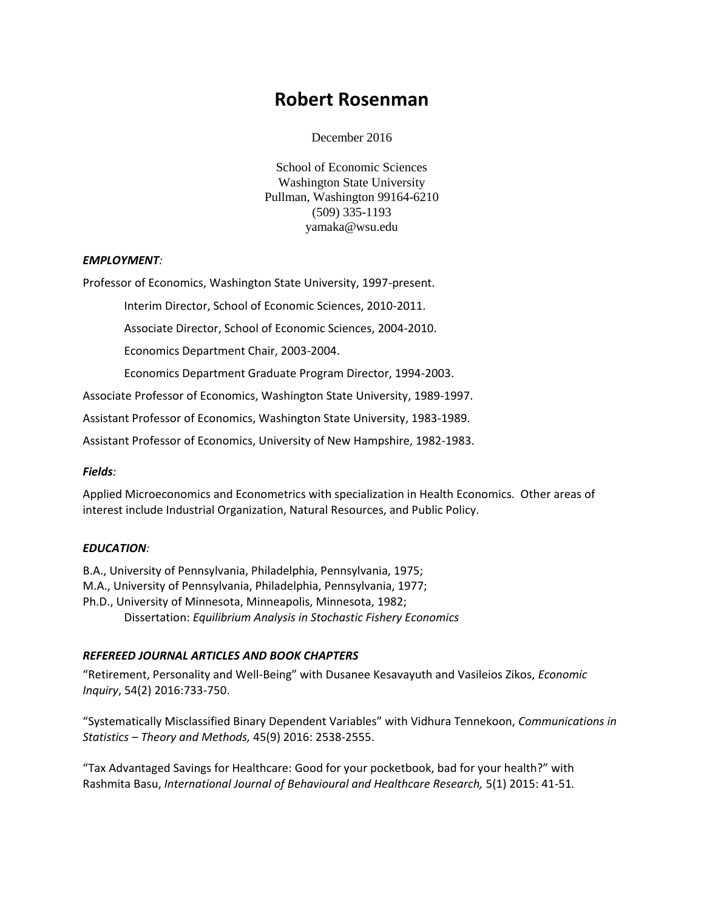# Robert Rosenman

December 2016

School of Economic Sciences
Washington State University
Pullman, Washington 99164-6210
(509) 335-1193
yamaka@wsu.edu

***EMPLOYMENT:***

Professor of Economics, Washington State University, 1997-present.

Interim Director, School of Economic Sciences, 2010-2011.

Associate Director, School of Economic Sciences, 2004-2010.

Economics Department Chair, 2003-2004.

Economics Department Graduate Program Director, 1994-2003.

Associate Professor of Economics, Washington State University, 1989-1997.

Assistant Professor of Economics, Washington State University, 1983-1989.

Assistant Professor of Economics, University of New Hampshire, 1982-1983.

***Fields:***

Applied Microeconomics and Econometrics with specialization in Health Economics. Other areas of interest include Industrial Organization, Natural Resources, and Public Policy.

***EDUCATION:***

B.A., University of Pennsylvania, Philadelphia, Pennsylvania, 1975;
M.A., University of Pennsylvania, Philadelphia, Pennsylvania, 1977;
Ph.D., University of Minnesota, Minneapolis, Minnesota, 1982;
Dissertation: *Equilibrium Analysis in Stochastic Fishery Economics*

***REFEREED JOURNAL ARTICLES AND BOOK CHAPTERS***

"Retirement, Personality and Well-Being" with Dusanee Kesavayuth and Vasileios Zikos, *Economic Inquiry*, 54(2) 2016:733-750.

"Systematically Misclassified Binary Dependent Variables" with Vidhura Tennekoon, *Communications in Statistics – Theory and Methods,* 45(9) 2016: 2538-2555.

"Tax Advantaged Savings for Healthcare: Good for your pocketbook, bad for your health?" with Rashmita Basu, *International Journal of Behavioural and Healthcare Research,* 5(1) 2015: 41-51.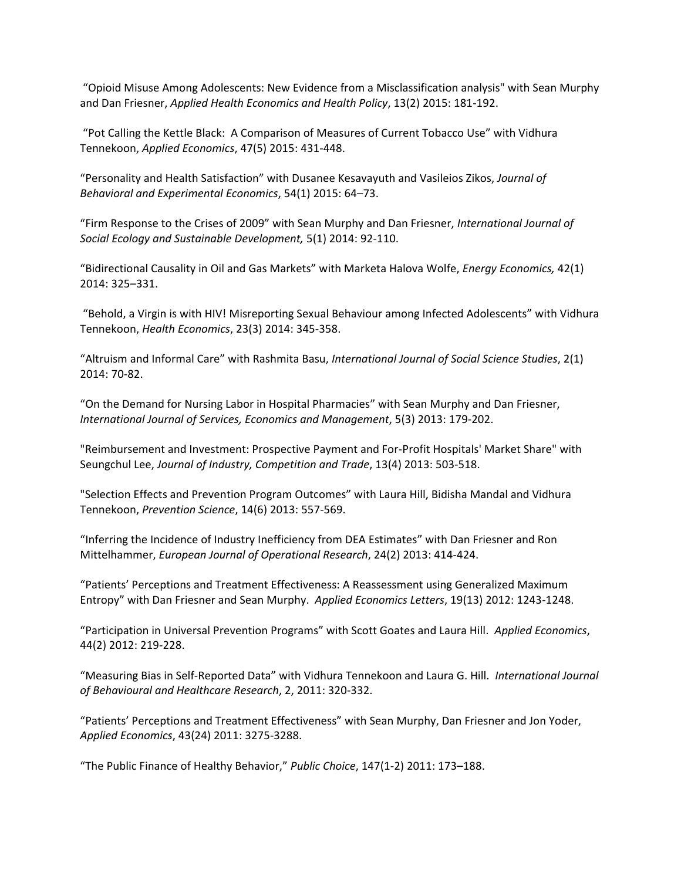"Opioid Misuse Among Adolescents: New Evidence from a Misclassification analysis" with Sean Murphy and Dan Friesner, *Applied Health Economics and Health Policy*, 13(2) 2015: 181-192.

"Pot Calling the Kettle Black: A Comparison of Measures of Current Tobacco Use" with Vidhura Tennekoon, *Applied Economics*, 47(5) 2015: 431-448.

"Personality and Health Satisfaction" with Dusanee Kesavayuth and Vasileios Zikos, *Journal of Behavioral and Experimental Economics*, 54(1) 2015: 64–73.

"Firm Response to the Crises of 2009" with Sean Murphy and Dan Friesner, *International Journal of Social Ecology and Sustainable Development,* 5(1) 2014: 92-110.

"Bidirectional Causality in Oil and Gas Markets" with Marketa Halova Wolfe, *Energy Economics,* 42(1) 2014: 325–331.

"Behold, a Virgin is with HIV! Misreporting Sexual Behaviour among Infected Adolescents" with Vidhura Tennekoon, *Health Economics*, 23(3) 2014: 345-358.

"Altruism and Informal Care" with Rashmita Basu, *International Journal of Social Science Studies*, 2(1) 2014: 70-82.

"On the Demand for Nursing Labor in Hospital Pharmacies" with Sean Murphy and Dan Friesner, *International Journal of Services, Economics and Management*, 5(3) 2013: 179-202.

"Reimbursement and Investment: Prospective Payment and For-Profit Hospitals' Market Share" with Seungchul Lee, *Journal of Industry, Competition and Trade*, 13(4) 2013: 503-518.

"Selection Effects and Prevention Program Outcomes" with Laura Hill, Bidisha Mandal and Vidhura Tennekoon, *Prevention Science*, 14(6) 2013: 557-569.

"Inferring the Incidence of Industry Inefficiency from DEA Estimates" with Dan Friesner and Ron Mittelhammer, *European Journal of Operational Research*, 24(2) 2013: 414-424.

"Patients' Perceptions and Treatment Effectiveness: A Reassessment using Generalized Maximum Entropy" with Dan Friesner and Sean Murphy. *Applied Economics Letters*, 19(13) 2012: 1243-1248.

"Participation in Universal Prevention Programs" with Scott Goates and Laura Hill. *Applied Economics*, 44(2) 2012: 219-228.

"Measuring Bias in Self-Reported Data" with Vidhura Tennekoon and Laura G. Hill. *International Journal of Behavioural and Healthcare Research*, 2, 2011: 320-332.

"Patients' Perceptions and Treatment Effectiveness" with Sean Murphy, Dan Friesner and Jon Yoder, *Applied Economics*, 43(24) 2011: 3275-3288.

"The Public Finance of Healthy Behavior," *Public Choice*, 147(1-2) 2011: 173–188.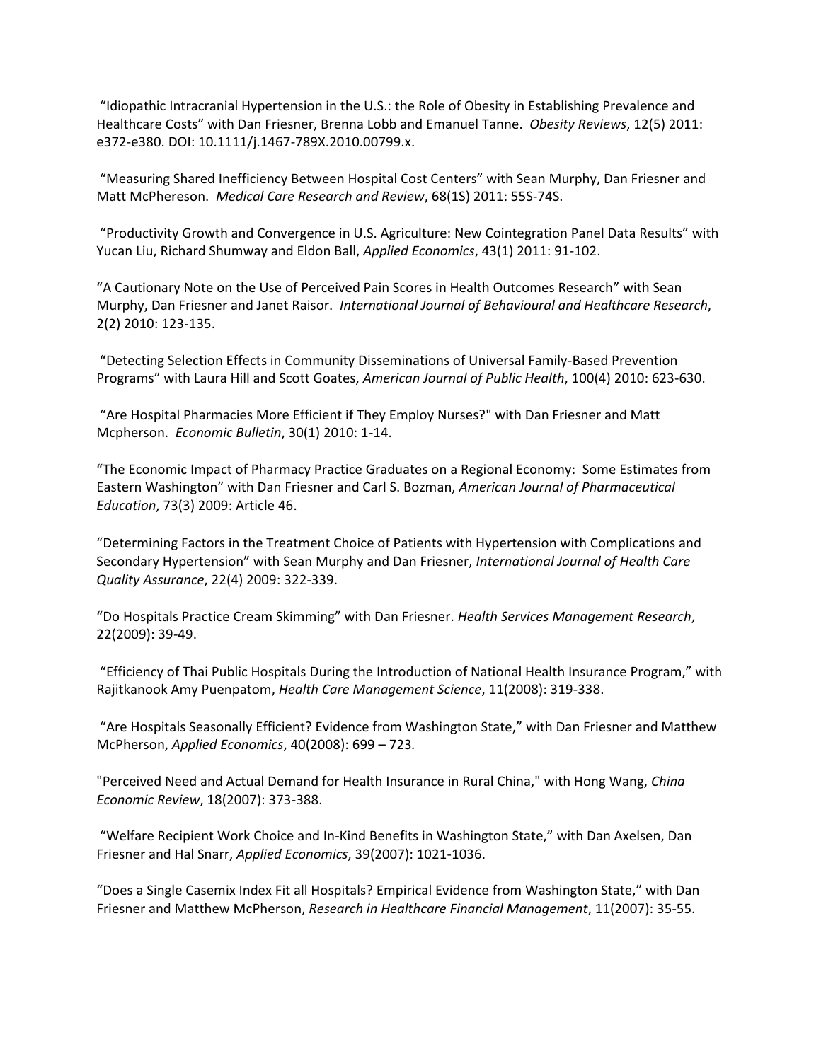"Idiopathic Intracranial Hypertension in the U.S.: the Role of Obesity in Establishing Prevalence and Healthcare Costs" with Dan Friesner, Brenna Lobb and Emanuel Tanne. *Obesity Reviews*, 12(5) 2011: e372-e380. DOI: 10.1111/j.1467-789X.2010.00799.x.

"Measuring Shared Inefficiency Between Hospital Cost Centers" with Sean Murphy, Dan Friesner and Matt McPhereson. *Medical Care Research and Review*, 68(1S) 2011: 55S-74S.

"Productivity Growth and Convergence in U.S. Agriculture: New Cointegration Panel Data Results" with Yucan Liu, Richard Shumway and Eldon Ball, *Applied Economics*, 43(1) 2011: 91-102.

"A Cautionary Note on the Use of Perceived Pain Scores in Health Outcomes Research" with Sean Murphy, Dan Friesner and Janet Raisor. *International Journal of Behavioural and Healthcare Research*, 2(2) 2010: 123-135.

"Detecting Selection Effects in Community Disseminations of Universal Family-Based Prevention Programs" with Laura Hill and Scott Goates, *American Journal of Public Health*, 100(4) 2010: 623-630.

"Are Hospital Pharmacies More Efficient if They Employ Nurses?" with Dan Friesner and Matt Mcpherson. *Economic Bulletin*, 30(1) 2010: 1-14.

"The Economic Impact of Pharmacy Practice Graduates on a Regional Economy: Some Estimates from Eastern Washington" with Dan Friesner and Carl S. Bozman, *American Journal of Pharmaceutical Education*, 73(3) 2009: Article 46.

"Determining Factors in the Treatment Choice of Patients with Hypertension with Complications and Secondary Hypertension" with Sean Murphy and Dan Friesner, *International Journal of Health Care Quality Assurance*, 22(4) 2009: 322-339.

"Do Hospitals Practice Cream Skimming" with Dan Friesner. *Health Services Management Research*, 22(2009): 39-49.

"Efficiency of Thai Public Hospitals During the Introduction of National Health Insurance Program," with Rajitkanook Amy Puenpatom, *Health Care Management Science*, 11(2008): 319-338.

"Are Hospitals Seasonally Efficient? Evidence from Washington State," with Dan Friesner and Matthew McPherson, *Applied Economics*, 40(2008): 699 – 723.

"Perceived Need and Actual Demand for Health Insurance in Rural China," with Hong Wang, *China Economic Review*, 18(2007): 373-388.

"Welfare Recipient Work Choice and In-Kind Benefits in Washington State," with Dan Axelsen, Dan Friesner and Hal Snarr, *Applied Economics*, 39(2007): 1021-1036.

"Does a Single Casemix Index Fit all Hospitals? Empirical Evidence from Washington State," with Dan Friesner and Matthew McPherson, *Research in Healthcare Financial Management*, 11(2007): 35-55.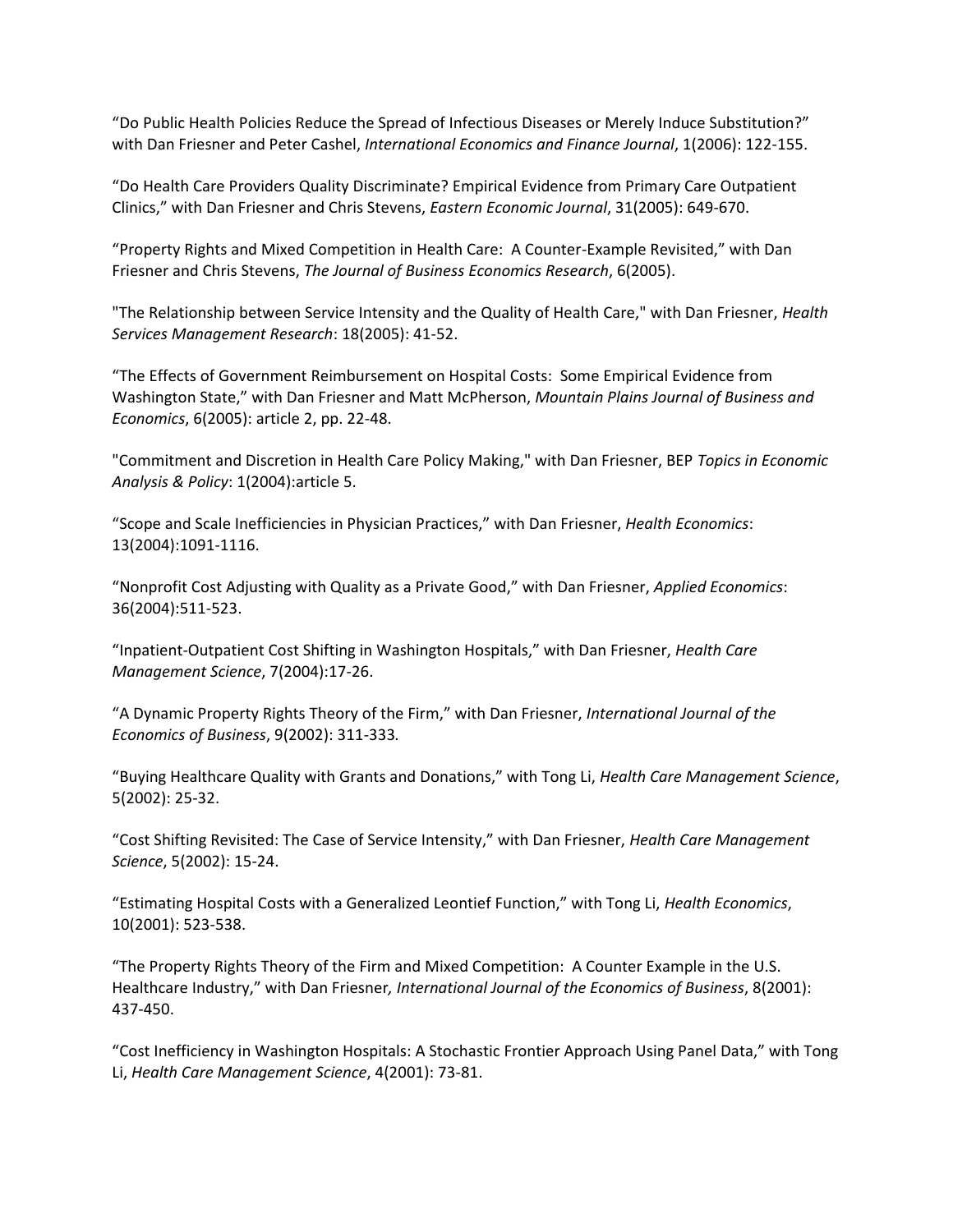"Do Public Health Policies Reduce the Spread of Infectious Diseases or Merely Induce Substitution?" with Dan Friesner and Peter Cashel, *International Economics and Finance Journal*, 1(2006): 122-155.

"Do Health Care Providers Quality Discriminate? Empirical Evidence from Primary Care Outpatient Clinics," with Dan Friesner and Chris Stevens, *Eastern Economic Journal*, 31(2005): 649-670.

"Property Rights and Mixed Competition in Health Care: A Counter-Example Revisited," with Dan Friesner and Chris Stevens, *The Journal of Business Economics Research*, 6(2005).

"The Relationship between Service Intensity and the Quality of Health Care," with Dan Friesner, *Health Services Management Research*: 18(2005): 41-52.

"The Effects of Government Reimbursement on Hospital Costs: Some Empirical Evidence from Washington State," with Dan Friesner and Matt McPherson, *Mountain Plains Journal of Business and Economics*, 6(2005): article 2, pp. 22-48.

"Commitment and Discretion in Health Care Policy Making," with Dan Friesner, BEP *Topics in Economic Analysis & Policy*: 1(2004):article 5.

"Scope and Scale Inefficiencies in Physician Practices," with Dan Friesner, *Health Economics*: 13(2004):1091-1116.

"Nonprofit Cost Adjusting with Quality as a Private Good," with Dan Friesner, *Applied Economics*: 36(2004):511-523.

"Inpatient-Outpatient Cost Shifting in Washington Hospitals," with Dan Friesner, *Health Care Management Science*, 7(2004):17-26.

"A Dynamic Property Rights Theory of the Firm," with Dan Friesner, *International Journal of the Economics of Business*, 9(2002): 311-333.

"Buying Healthcare Quality with Grants and Donations," with Tong Li, *Health Care Management Science*, 5(2002): 25-32.

"Cost Shifting Revisited: The Case of Service Intensity," with Dan Friesner, *Health Care Management Science*, 5(2002): 15-24.

"Estimating Hospital Costs with a Generalized Leontief Function," with Tong Li, *Health Economics*, 10(2001): 523-538.

"The Property Rights Theory of the Firm and Mixed Competition: A Counter Example in the U.S. Healthcare Industry," with Dan Friesner, *International Journal of the Economics of Business*, 8(2001): 437-450.

"Cost Inefficiency in Washington Hospitals: A Stochastic Frontier Approach Using Panel Data," with Tong Li, *Health Care Management Science*, 4(2001): 73-81.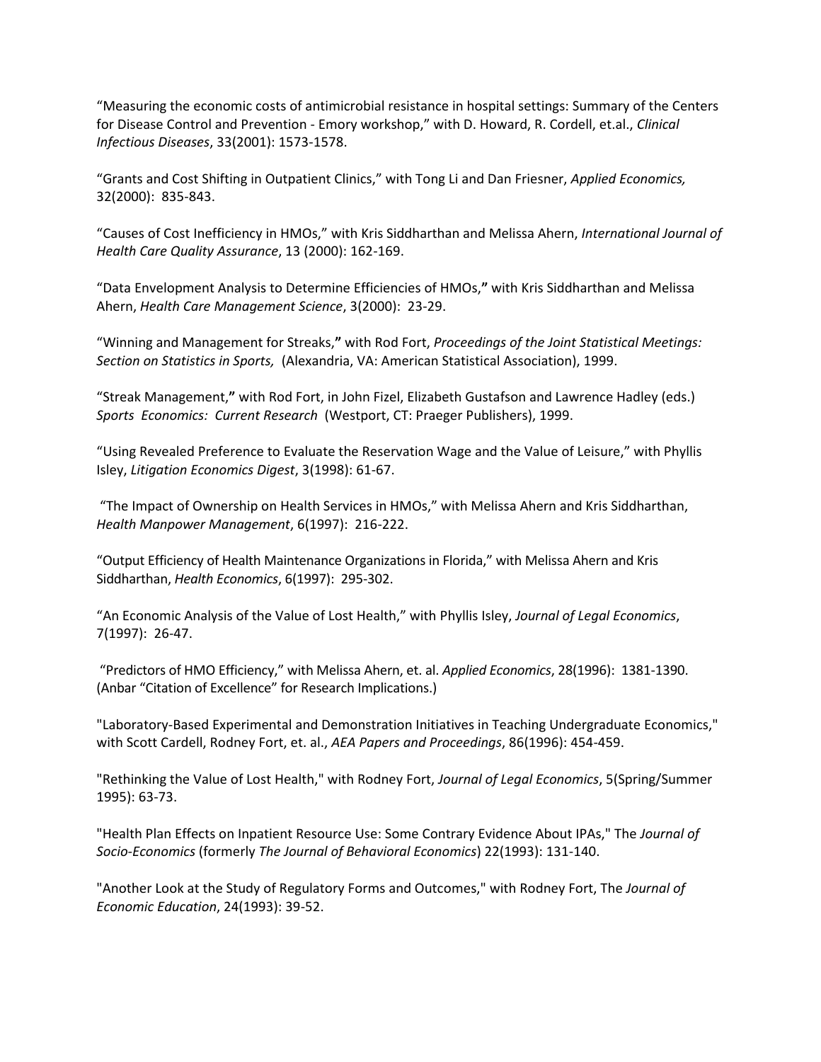“Measuring the economic costs of antimicrobial resistance in hospital settings: Summary of the Centers for Disease Control and Prevention - Emory workshop,” with D. Howard, R. Cordell, et.al., *Clinical Infectious Diseases*, 33(2001): 1573-1578.

“Grants and Cost Shifting in Outpatient Clinics,” with Tong Li and Dan Friesner, *Applied Economics,* 32(2000): 835-843.

“Causes of Cost Inefficiency in HMOs,” with Kris Siddharthan and Melissa Ahern, *International Journal of Health Care Quality Assurance*, 13 (2000): 162-169.

“Data Envelopment Analysis to Determine Efficiencies of HMOs,**”** with Kris Siddharthan and Melissa Ahern, *Health Care Management Science*, 3(2000): 23-29.

“Winning and Management for Streaks,**”** with Rod Fort, *Proceedings of the Joint Statistical Meetings: Section on Statistics in Sports,* (Alexandria, VA: American Statistical Association), 1999.

“Streak Management,**”** with Rod Fort, in John Fizel, Elizabeth Gustafson and Lawrence Hadley (eds.) *Sports Economics: Current Research* (Westport, CT: Praeger Publishers), 1999.

“Using Revealed Preference to Evaluate the Reservation Wage and the Value of Leisure,” with Phyllis Isley, *Litigation Economics Digest*, 3(1998): 61-67.

“The Impact of Ownership on Health Services in HMOs,” with Melissa Ahern and Kris Siddharthan, *Health Manpower Management*, 6(1997): 216-222.

“Output Efficiency of Health Maintenance Organizations in Florida,” with Melissa Ahern and Kris Siddharthan, *Health Economics*, 6(1997): 295-302.

“An Economic Analysis of the Value of Lost Health,” with Phyllis Isley, *Journal of Legal Economics*, 7(1997): 26-47.

“Predictors of HMO Efficiency,” with Melissa Ahern, et. al. *Applied Economics*, 28(1996): 1381-1390. (Anbar “Citation of Excellence” for Research Implications.)

"Laboratory-Based Experimental and Demonstration Initiatives in Teaching Undergraduate Economics," with Scott Cardell, Rodney Fort, et. al., *AEA Papers and Proceedings*, 86(1996): 454-459.

"Rethinking the Value of Lost Health," with Rodney Fort, *Journal of Legal Economics*, 5(Spring/Summer 1995): 63-73.

"Health Plan Effects on Inpatient Resource Use: Some Contrary Evidence About IPAs," The *Journal of Socio-Economics* (formerly *The Journal of Behavioral Economics*) 22(1993): 131-140.

"Another Look at the Study of Regulatory Forms and Outcomes," with Rodney Fort, The *Journal of Economic Education*, 24(1993): 39-52.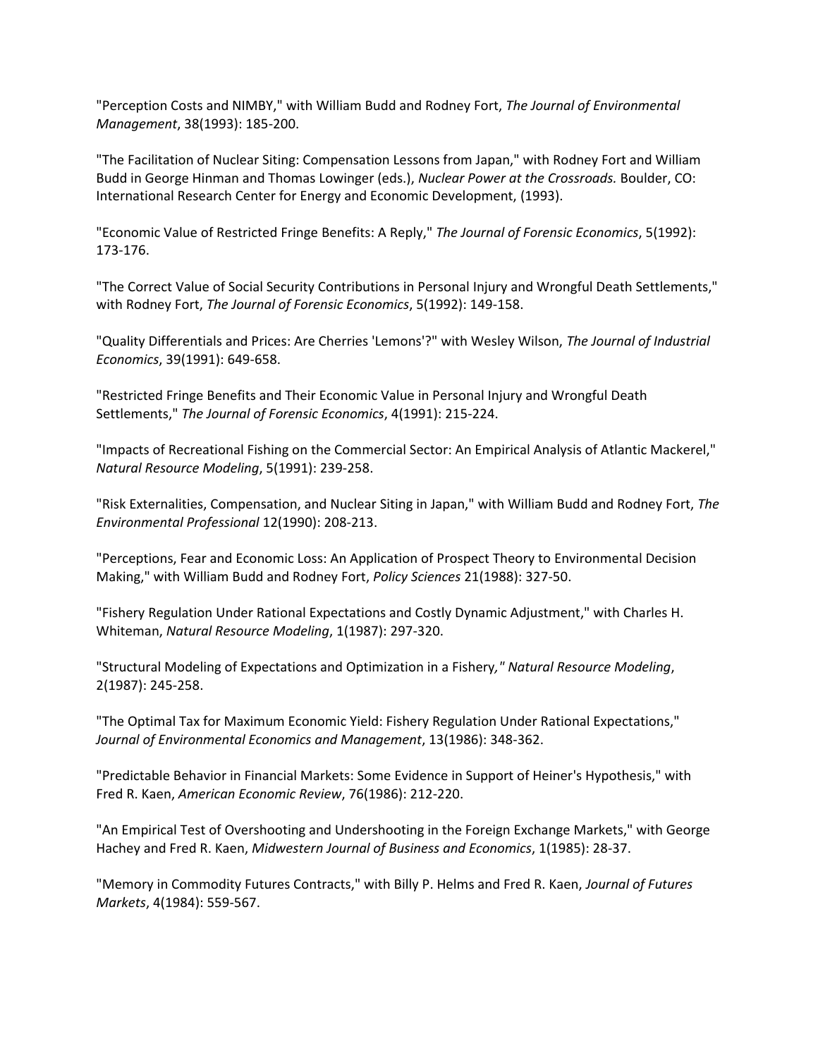"Perception Costs and NIMBY," with William Budd and Rodney Fort, *The Journal of Environmental Management*, 38(1993): 185-200.

"The Facilitation of Nuclear Siting: Compensation Lessons from Japan," with Rodney Fort and William Budd in George Hinman and Thomas Lowinger (eds.), *Nuclear Power at the Crossroads.* Boulder, CO: International Research Center for Energy and Economic Development, (1993).

"Economic Value of Restricted Fringe Benefits: A Reply," *The Journal of Forensic Economics*, 5(1992): 173-176.

"The Correct Value of Social Security Contributions in Personal Injury and Wrongful Death Settlements," with Rodney Fort, *The Journal of Forensic Economics*, 5(1992): 149-158.

"Quality Differentials and Prices: Are Cherries 'Lemons'?" with Wesley Wilson, *The Journal of Industrial Economics*, 39(1991): 649-658.

"Restricted Fringe Benefits and Their Economic Value in Personal Injury and Wrongful Death Settlements," *The Journal of Forensic Economics*, 4(1991): 215-224.

"Impacts of Recreational Fishing on the Commercial Sector: An Empirical Analysis of Atlantic Mackerel," *Natural Resource Modeling*, 5(1991): 239-258.

"Risk Externalities, Compensation, and Nuclear Siting in Japan," with William Budd and Rodney Fort, *The Environmental Professional* 12(1990): 208-213.

"Perceptions, Fear and Economic Loss: An Application of Prospect Theory to Environmental Decision Making," with William Budd and Rodney Fort, *Policy Sciences* 21(1988): 327-50.

"Fishery Regulation Under Rational Expectations and Costly Dynamic Adjustment," with Charles H. Whiteman, *Natural Resource Modeling*, 1(1987): 297-320.

"Structural Modeling of Expectations and Optimization in a Fishery," *Natural Resource Modeling*, 2(1987): 245-258.

"The Optimal Tax for Maximum Economic Yield: Fishery Regulation Under Rational Expectations," *Journal of Environmental Economics and Management*, 13(1986): 348-362.

"Predictable Behavior in Financial Markets: Some Evidence in Support of Heiner's Hypothesis," with Fred R. Kaen, *American Economic Review*, 76(1986): 212-220.

"An Empirical Test of Overshooting and Undershooting in the Foreign Exchange Markets," with George Hachey and Fred R. Kaen, *Midwestern Journal of Business and Economics*, 1(1985): 28-37.

"Memory in Commodity Futures Contracts," with Billy P. Helms and Fred R. Kaen, *Journal of Futures Markets*, 4(1984): 559-567.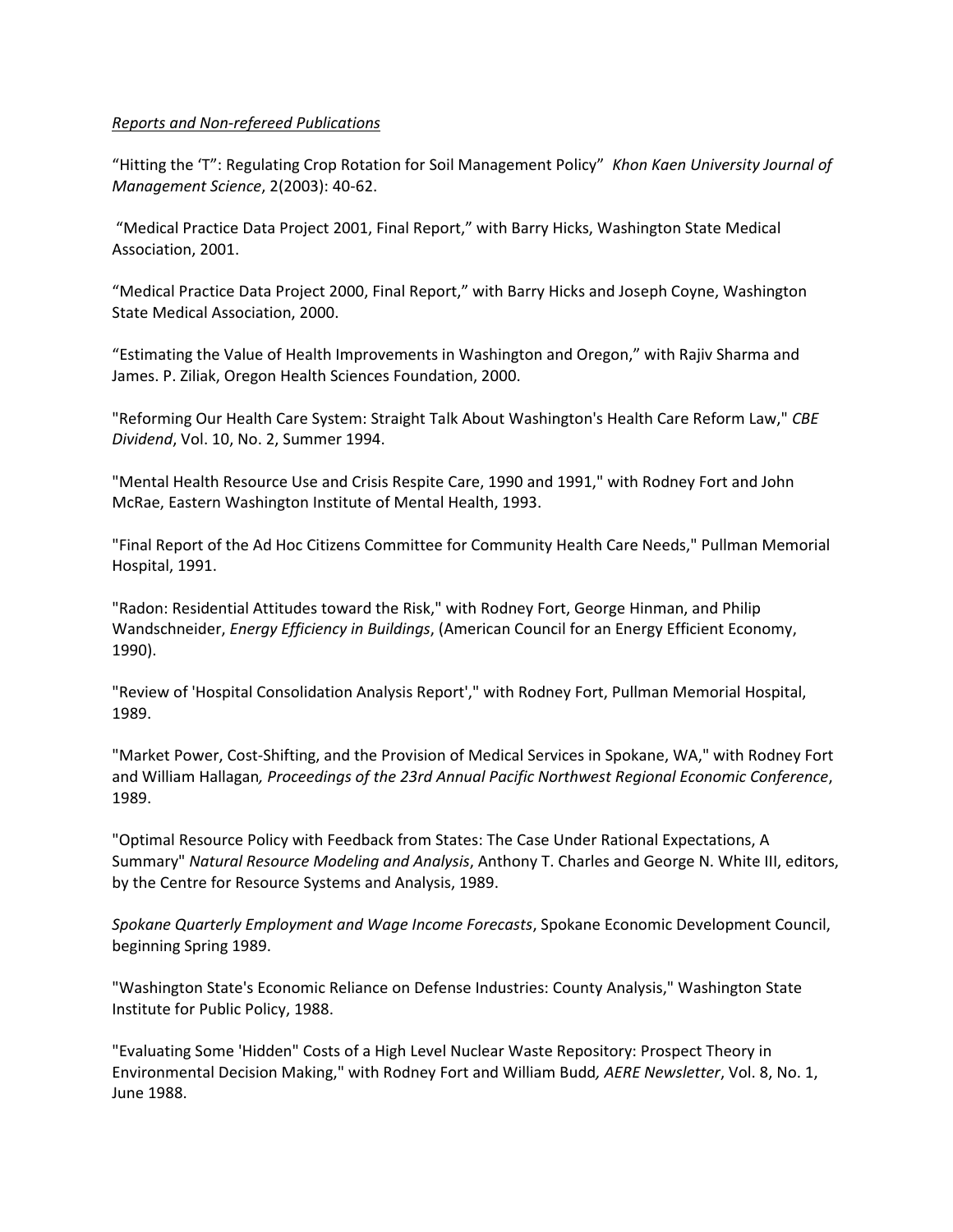*Reports and Non-refereed Publications*

"Hitting the 'T": Regulating Crop Rotation for Soil Management Policy" *Khon Kaen University Journal of Management Science*, 2(2003): 40-62.

"Medical Practice Data Project 2001, Final Report," with Barry Hicks, Washington State Medical Association, 2001.

"Medical Practice Data Project 2000, Final Report," with Barry Hicks and Joseph Coyne, Washington State Medical Association, 2000.

"Estimating the Value of Health Improvements in Washington and Oregon," with Rajiv Sharma and James. P. Ziliak, Oregon Health Sciences Foundation, 2000.

"Reforming Our Health Care System: Straight Talk About Washington's Health Care Reform Law," *CBE Dividend*, Vol. 10, No. 2, Summer 1994.

"Mental Health Resource Use and Crisis Respite Care, 1990 and 1991," with Rodney Fort and John McRae, Eastern Washington Institute of Mental Health, 1993.

"Final Report of the Ad Hoc Citizens Committee for Community Health Care Needs," Pullman Memorial Hospital, 1991.

"Radon: Residential Attitudes toward the Risk," with Rodney Fort, George Hinman, and Philip Wandschneider, *Energy Efficiency in Buildings*, (American Council for an Energy Efficient Economy, 1990).

"Review of 'Hospital Consolidation Analysis Report'," with Rodney Fort, Pullman Memorial Hospital, 1989.

"Market Power, Cost-Shifting, and the Provision of Medical Services in Spokane, WA," with Rodney Fort and William Hallagan*, Proceedings of the 23rd Annual Pacific Northwest Regional Economic Conference*, 1989.

"Optimal Resource Policy with Feedback from States: The Case Under Rational Expectations, A Summary" *Natural Resource Modeling and Analysis*, Anthony T. Charles and George N. White III, editors, by the Centre for Resource Systems and Analysis, 1989.

*Spokane Quarterly Employment and Wage Income Forecasts*, Spokane Economic Development Council, beginning Spring 1989.

"Washington State's Economic Reliance on Defense Industries: County Analysis," Washington State Institute for Public Policy, 1988.

"Evaluating Some 'Hidden" Costs of a High Level Nuclear Waste Repository: Prospect Theory in Environmental Decision Making," with Rodney Fort and William Budd*, AERE Newsletter*, Vol. 8, No. 1, June 1988.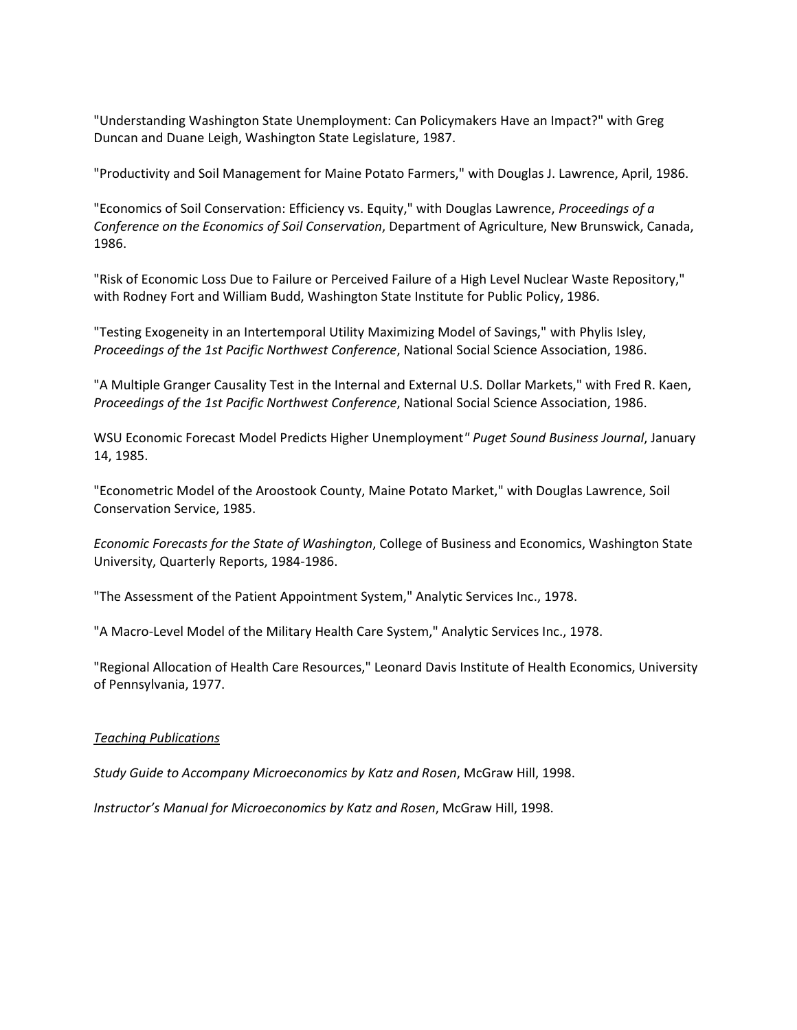"Understanding Washington State Unemployment: Can Policymakers Have an Impact?" with Greg Duncan and Duane Leigh, Washington State Legislature, 1987.

"Productivity and Soil Management for Maine Potato Farmers," with Douglas J. Lawrence, April, 1986.

"Economics of Soil Conservation: Efficiency vs. Equity," with Douglas Lawrence, *Proceedings of a Conference on the Economics of Soil Conservation*, Department of Agriculture, New Brunswick, Canada, 1986.

"Risk of Economic Loss Due to Failure or Perceived Failure of a High Level Nuclear Waste Repository," with Rodney Fort and William Budd, Washington State Institute for Public Policy, 1986.

"Testing Exogeneity in an Intertemporal Utility Maximizing Model of Savings," with Phylis Isley, *Proceedings of the 1st Pacific Northwest Conference*, National Social Science Association, 1986.

"A Multiple Granger Causality Test in the Internal and External U.S. Dollar Markets," with Fred R. Kaen, *Proceedings of the 1st Pacific Northwest Conference*, National Social Science Association, 1986.

WSU Economic Forecast Model Predicts Higher Unemployment" *Puget Sound Business Journal*, January 14, 1985.

"Econometric Model of the Aroostook County, Maine Potato Market," with Douglas Lawrence, Soil Conservation Service, 1985.

*Economic Forecasts for the State of Washington*, College of Business and Economics, Washington State University, Quarterly Reports, 1984-1986.

"The Assessment of the Patient Appointment System," Analytic Services Inc., 1978.

"A Macro-Level Model of the Military Health Care System," Analytic Services Inc., 1978.

"Regional Allocation of Health Care Resources," Leonard Davis Institute of Health Economics, University of Pennsylvania, 1977.

*Teaching Publications*

*Study Guide to Accompany Microeconomics by Katz and Rosen*, McGraw Hill, 1998.

*Instructor's Manual for Microeconomics by Katz and Rosen*, McGraw Hill, 1998.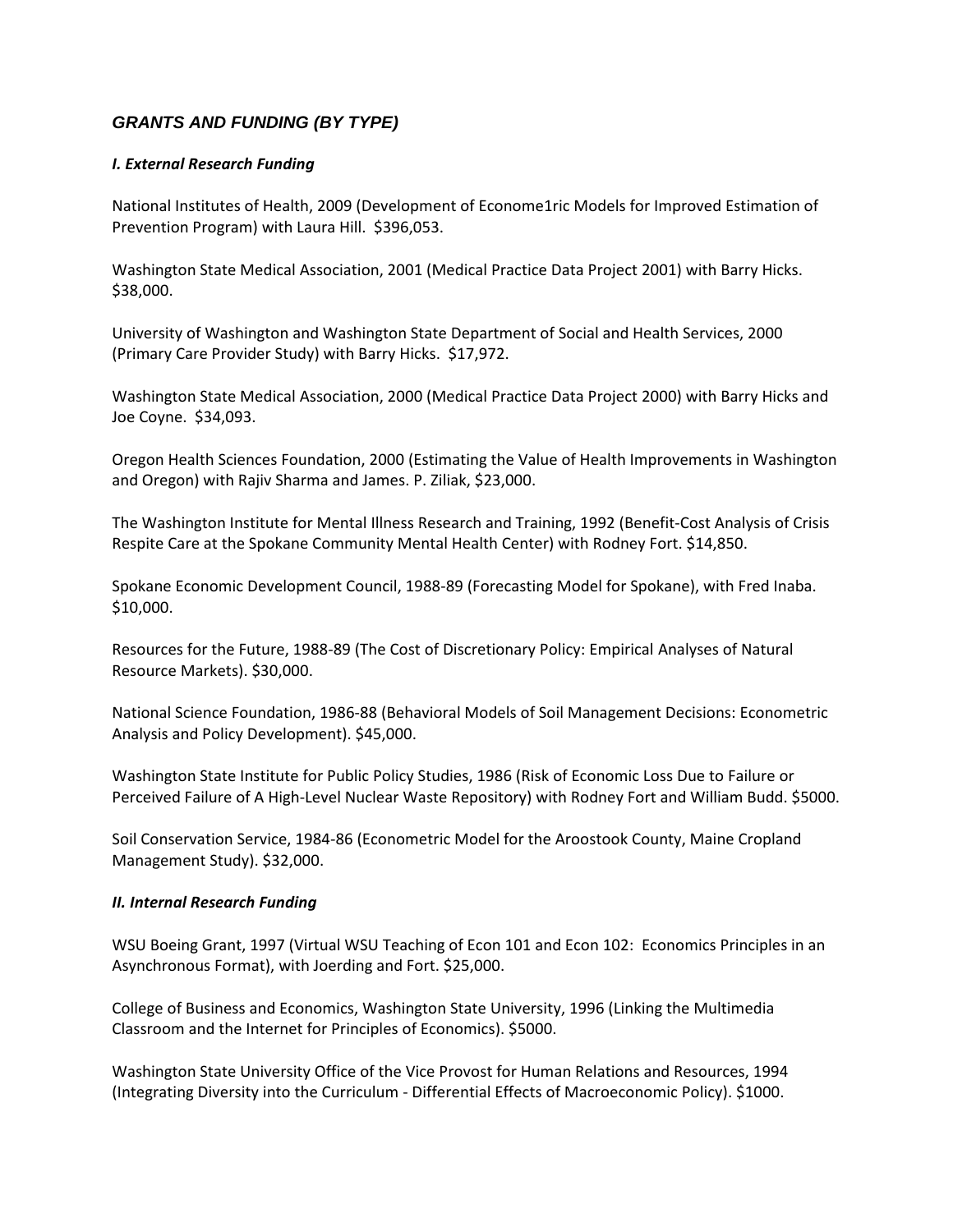## *GRANTS AND FUNDING (BY TYPE)*

### *I. External Research Funding*

National Institutes of Health, 2009 (Development of Econome1ric Models for Improved Estimation of Prevention Program) with Laura Hill.  $396,053.

Washington State Medical Association, 2001 (Medical Practice Data Project 2001) with Barry Hicks. $38,000.

University of Washington and Washington State Department of Social and Health Services, 2000 (Primary Care Provider Study) with Barry Hicks.  $17,972.

Washington State Medical Association, 2000 (Medical Practice Data Project 2000) with Barry Hicks and Joe Coyne.  $34,093.

Oregon Health Sciences Foundation, 2000 (Estimating the Value of Health Improvements in Washington and Oregon) with Rajiv Sharma and James. P. Ziliak, $23,000.

The Washington Institute for Mental Illness Research and Training, 1992 (Benefit-Cost Analysis of Crisis Respite Care at the Spokane Community Mental Health Center) with Rodney Fort. $14,850.

Spokane Economic Development Council, 1988-89 (Forecasting Model for Spokane), with Fred Inaba. $10,000.

Resources for the Future, 1988-89 (The Cost of Discretionary Policy: Empirical Analyses of Natural Resource Markets). $30,000.

National Science Foundation, 1986-88 (Behavioral Models of Soil Management Decisions: Econometric Analysis and Policy Development). $45,000.

Washington State Institute for Public Policy Studies, 1986 (Risk of Economic Loss Due to Failure or Perceived Failure of A High-Level Nuclear Waste Repository) with Rodney Fort and William Budd. $5000.

Soil Conservation Service, 1984-86 (Econometric Model for the Aroostook County, Maine Cropland Management Study). $32,000.

### *II. Internal Research Funding*

WSU Boeing Grant, 1997 (Virtual WSU Teaching of Econ 101 and Econ 102:  Economics Principles in an Asynchronous Format), with Joerding and Fort. $25,000.

College of Business and Economics, Washington State University, 1996 (Linking the Multimedia Classroom and the Internet for Principles of Economics). $5000.

Washington State University Office of the Vice Provost for Human Relations and Resources, 1994 (Integrating Diversity into the Curriculum - Differential Effects of Macroeconomic Policy). $1000.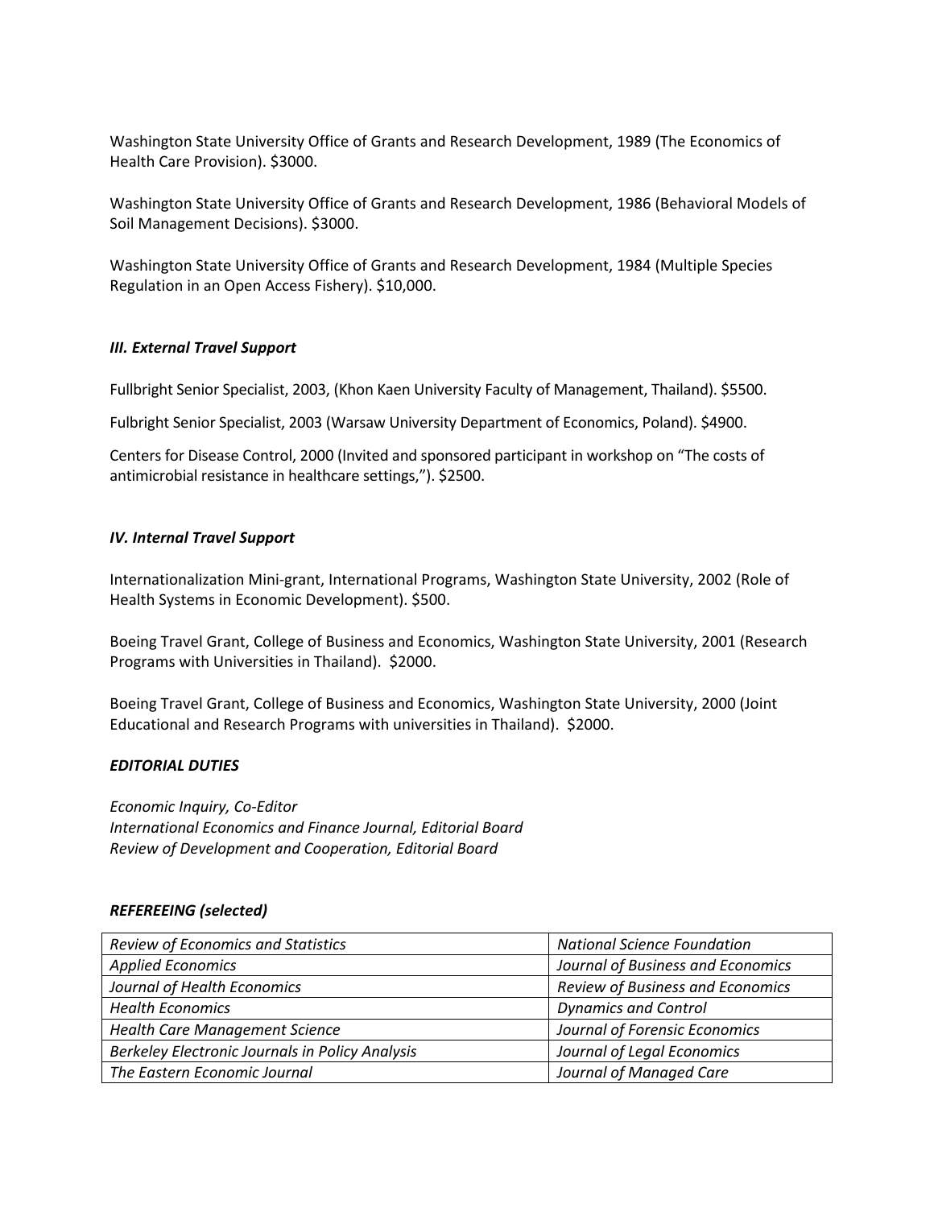Washington State University Office of Grants and Research Development, 1989 (The Economics of Health Care Provision). $3000.

Washington State University Office of Grants and Research Development, 1986 (Behavioral Models of Soil Management Decisions). $3000.

Washington State University Office of Grants and Research Development, 1984 (Multiple Species Regulation in an Open Access Fishery). $10,000.

### *III. External Travel Support*

Fullbright Senior Specialist, 2003, (Khon Kaen University Faculty of Management, Thailand). $5500.

Fulbright Senior Specialist, 2003 (Warsaw University Department of Economics, Poland). $4900.

Centers for Disease Control, 2000 (Invited and sponsored participant in workshop on "The costs of antimicrobial resistance in healthcare settings,"). $2500.

### *IV. Internal Travel Support*

Internationalization Mini-grant, International Programs, Washington State University, 2002 (Role of Health Systems in Economic Development). $500.

Boeing Travel Grant, College of Business and Economics, Washington State University, 2001 (Research Programs with Universities in Thailand). $2000.

Boeing Travel Grant, College of Business and Economics, Washington State University, 2000 (Joint Educational and Research Programs with universities in Thailand). $2000.

## *EDITORIAL DUTIES*

*Economic Inquiry, Co-Editor*
*International Economics and Finance Journal, Editorial Board*
*Review of Development and Cooperation, Editorial Board*

## *REFEREEING (selected)*

| | |
|---|---|
| *Review of Economics and Statistics* | *National Science Foundation* |
| *Applied Economics* | *Journal of Business and Economics* |
| *Journal of Health Economics* | *Review of Business and Economics* |
| *Health Economics* | *Dynamics and Control* |
| *Health Care Management Science* | *Journal of Forensic Economics* |
| *Berkeley Electronic Journals in Policy Analysis* | *Journal of Legal Economics* |
| *The Eastern Economic Journal* | *Journal of Managed Care* |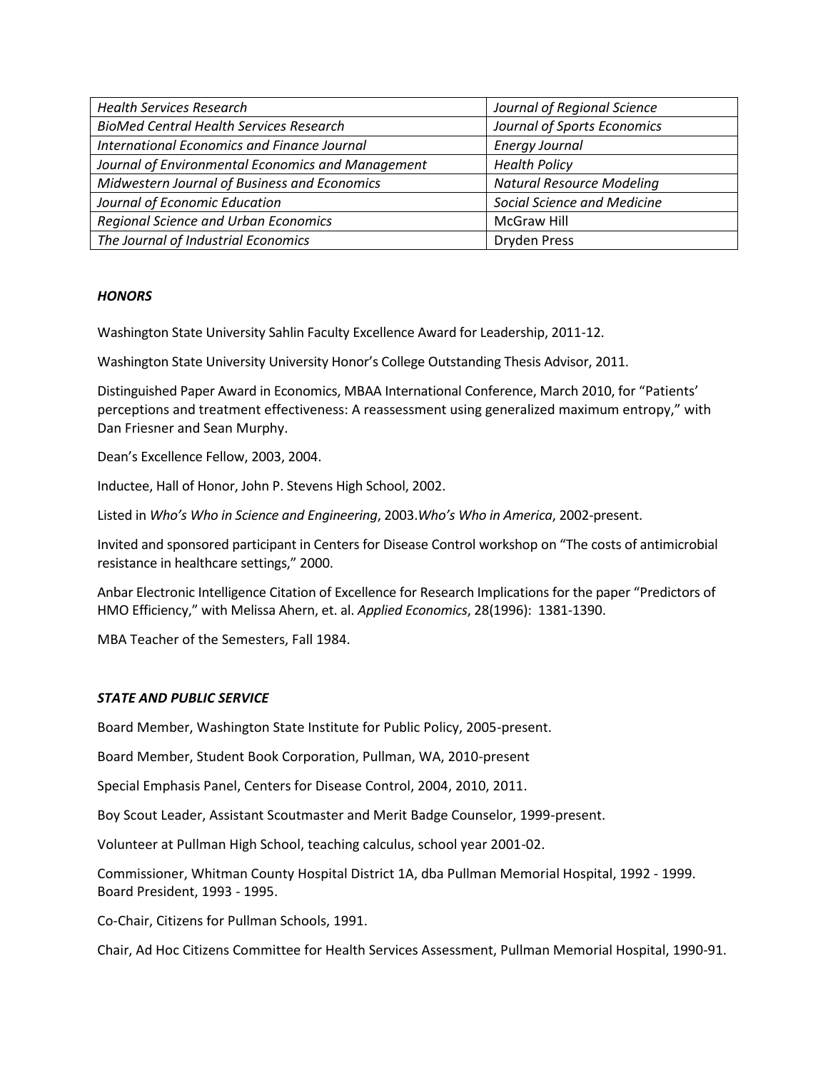| | |
|---|---|
| *Health Services Research* | *Journal of Regional Science* |
| *BioMed Central Health Services Research* | *Journal of Sports Economics* |
| *International Economics and Finance Journal* | *Energy Journal* |
| *Journal of Environmental Economics and Management* | *Health Policy* |
| *Midwestern Journal of Business and Economics* | *Natural Resource Modeling* |
| *Journal of Economic Education* | *Social Science and Medicine* |
| *Regional Science and Urban Economics* | McGraw Hill |
| *The Journal of Industrial Economics* | Dryden Press |

***HONORS***

Washington State University Sahlin Faculty Excellence Award for Leadership, 2011-12.

Washington State University University Honor's College Outstanding Thesis Advisor, 2011.

Distinguished Paper Award in Economics, MBAA International Conference, March 2010, for "Patients' perceptions and treatment effectiveness: A reassessment using generalized maximum entropy," with Dan Friesner and Sean Murphy.

Dean's Excellence Fellow, 2003, 2004.

Inductee, Hall of Honor, John P. Stevens High School, 2002.

Listed in *Who's Who in Science and Engineering*, 2003.*Who's Who in America*, 2002-present.

Invited and sponsored participant in Centers for Disease Control workshop on "The costs of antimicrobial resistance in healthcare settings," 2000.

Anbar Electronic Intelligence Citation of Excellence for Research Implications for the paper "Predictors of HMO Efficiency," with Melissa Ahern, et. al. *Applied Economics*, 28(1996): 1381-1390.

MBA Teacher of the Semesters, Fall 1984.

***STATE AND PUBLIC SERVICE***

Board Member, Washington State Institute for Public Policy, 2005-present.

Board Member, Student Book Corporation, Pullman, WA, 2010-present

Special Emphasis Panel, Centers for Disease Control, 2004, 2010, 2011.

Boy Scout Leader, Assistant Scoutmaster and Merit Badge Counselor, 1999-present.

Volunteer at Pullman High School, teaching calculus, school year 2001-02.

Commissioner, Whitman County Hospital District 1A, dba Pullman Memorial Hospital, 1992 - 1999. Board President, 1993 - 1995.

Co-Chair, Citizens for Pullman Schools, 1991.

Chair, Ad Hoc Citizens Committee for Health Services Assessment, Pullman Memorial Hospital, 1990-91.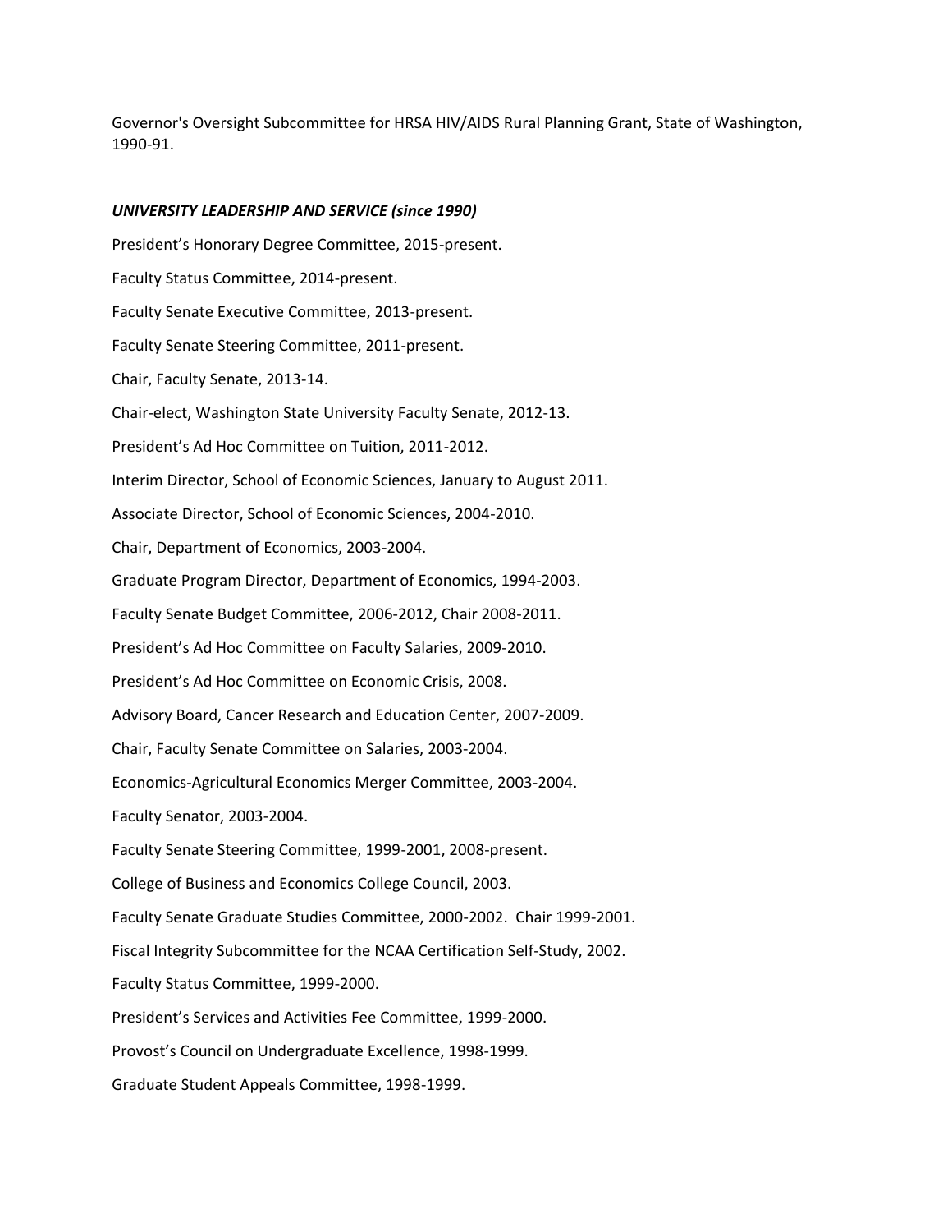Governor's Oversight Subcommittee for HRSA HIV/AIDS Rural Planning Grant, State of Washington, 1990-91.

### ***UNIVERSITY LEADERSHIP AND SERVICE (since 1990)***

President's Honorary Degree Committee, 2015-present.

Faculty Status Committee, 2014-present.

Faculty Senate Executive Committee, 2013-present.

Faculty Senate Steering Committee, 2011-present.

Chair, Faculty Senate, 2013-14.

Chair-elect, Washington State University Faculty Senate, 2012-13.

President's Ad Hoc Committee on Tuition, 2011-2012.

Interim Director, School of Economic Sciences, January to August 2011.

Associate Director, School of Economic Sciences, 2004-2010.

Chair, Department of Economics, 2003-2004.

Graduate Program Director, Department of Economics, 1994-2003.

Faculty Senate Budget Committee, 2006-2012, Chair 2008-2011.

President's Ad Hoc Committee on Faculty Salaries, 2009-2010.

President's Ad Hoc Committee on Economic Crisis, 2008.

Advisory Board, Cancer Research and Education Center, 2007-2009.

Chair, Faculty Senate Committee on Salaries, 2003-2004.

Economics-Agricultural Economics Merger Committee, 2003-2004.

Faculty Senator, 2003-2004.

Faculty Senate Steering Committee, 1999-2001, 2008-present.

College of Business and Economics College Council, 2003.

Faculty Senate Graduate Studies Committee, 2000-2002. Chair 1999-2001.

Fiscal Integrity Subcommittee for the NCAA Certification Self-Study, 2002.

Faculty Status Committee, 1999-2000.

President's Services and Activities Fee Committee, 1999-2000.

Provost's Council on Undergraduate Excellence, 1998-1999.

Graduate Student Appeals Committee, 1998-1999.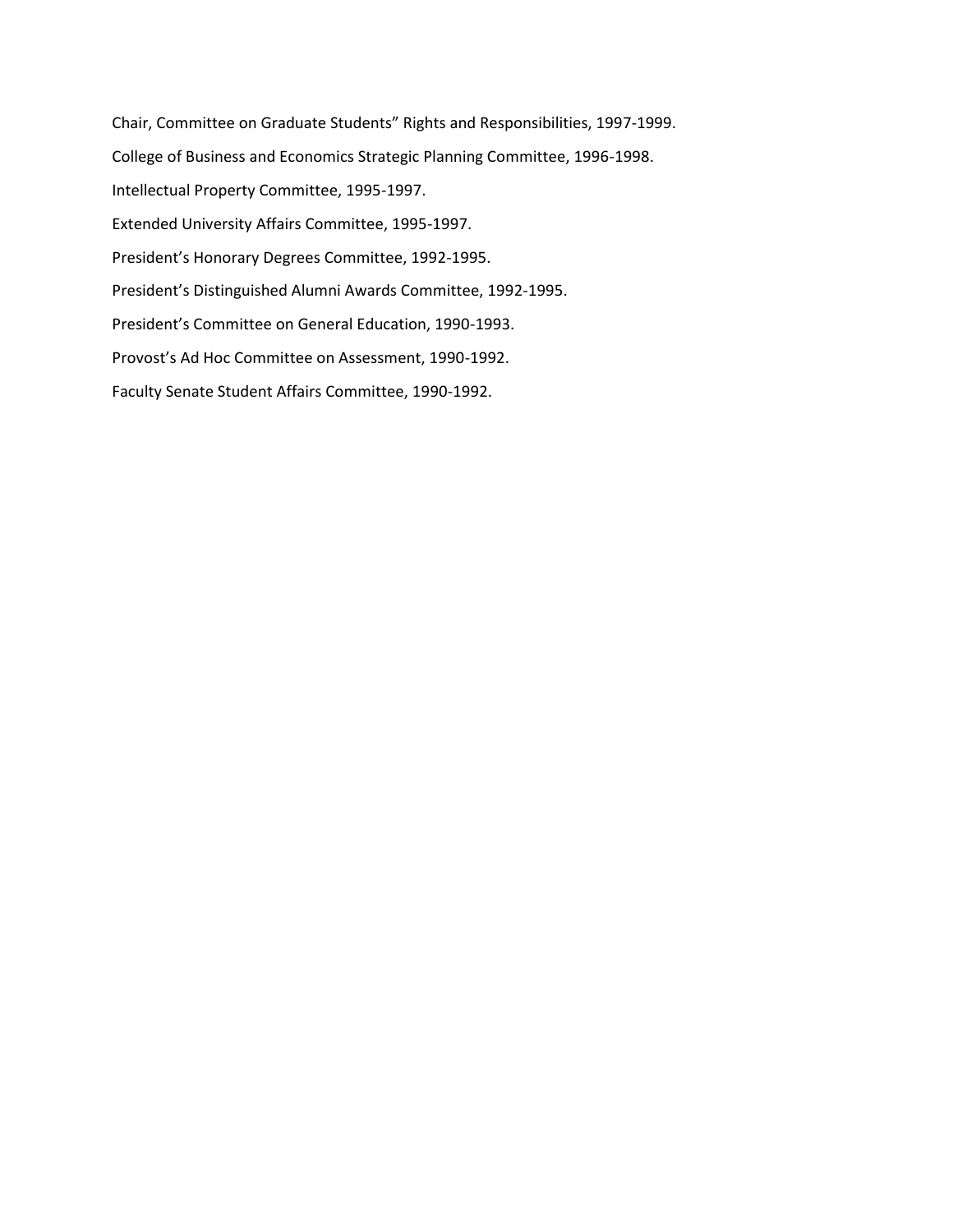Chair, Committee on Graduate Students" Rights and Responsibilities, 1997-1999.

College of Business and Economics Strategic Planning Committee, 1996-1998.

Intellectual Property Committee, 1995-1997.

Extended University Affairs Committee, 1995-1997.

President's Honorary Degrees Committee, 1992-1995.

President's Distinguished Alumni Awards Committee, 1992-1995.

President's Committee on General Education, 1990-1993.

Provost's Ad Hoc Committee on Assessment, 1990-1992.

Faculty Senate Student Affairs Committee, 1990-1992.